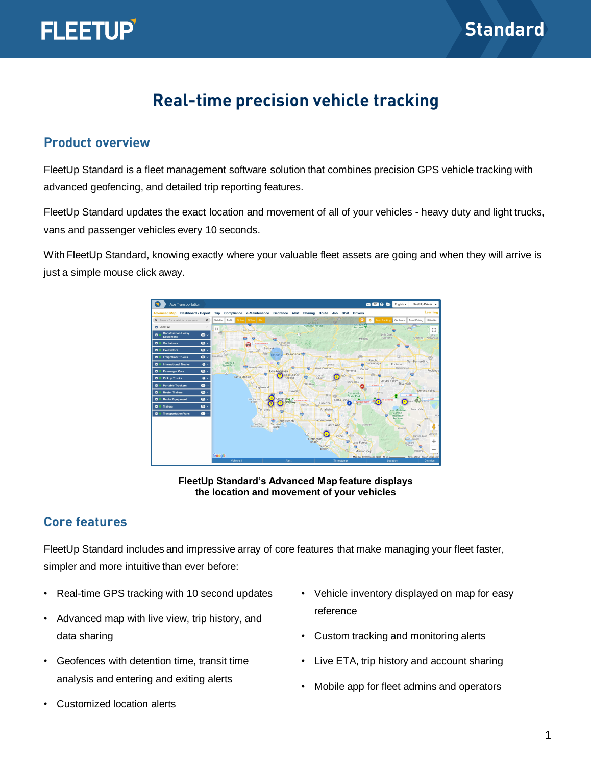# Real-time precision vehicle tracking

## Product overview

FleetUp Standard is a fleet management software solution that combines precision GPS vehicle tracking with advanced geofencing, and detailed trip reporting features.

FleetUp Standard updates the exact location and movement of all of your vehicles - heavy duty and light trucks, vans and passenger vehicles every 10 seconds.

With FleetUp Standard, knowing exactly where your valuable fleet assets are going and when they will arrive is just a simple mouse click away.

**FleetUp Standard's Advanced Map feature displays the location and movement of your vehicles**

## Core features

FleetUp Standard includes and impressive array of core features that make managing your fleet faster, simpler and more intuitive than ever before:

- Real-time GPS tracking with 10 second updates
- Advanced map with live view, trip history, and data sharing
- Geofences with detention time, transit time analysis and entering and exiting alerts
- Customized location alerts
- Vehicle inventory displayed on map for easy reference
- Custom tracking and monitoring alerts
- Live ETA, trip history and account sharing
- Mobile app for fleet admins and operators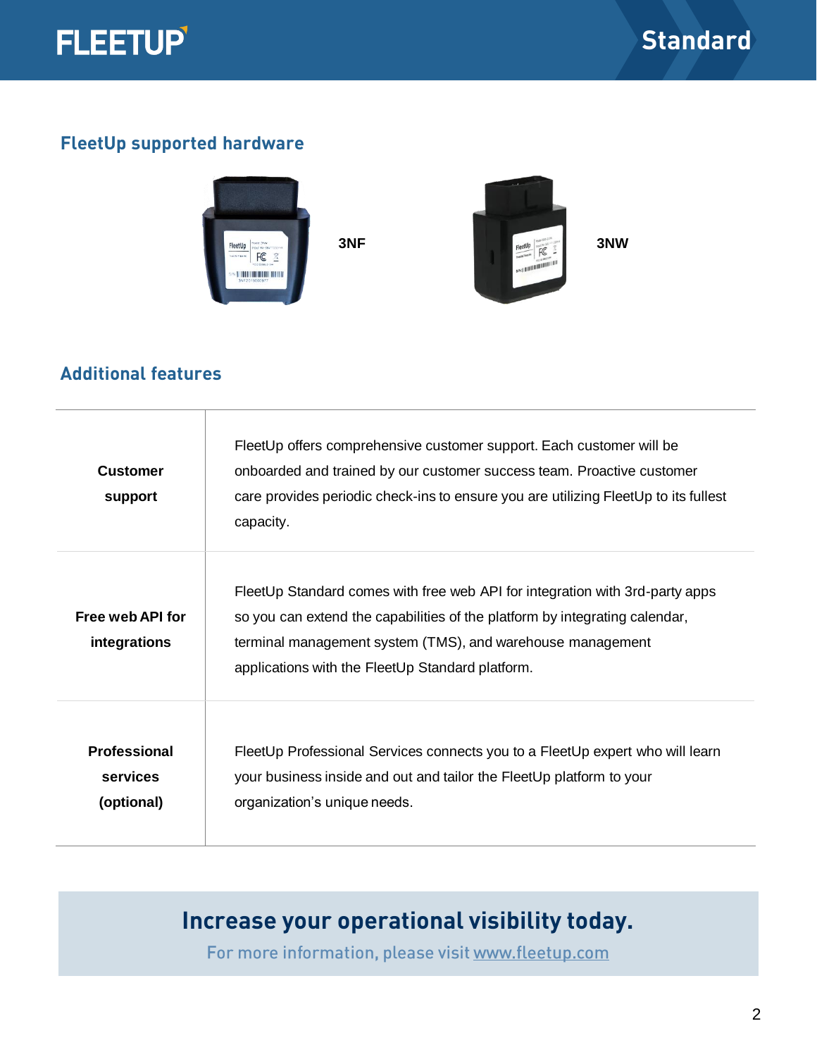## FleetUp supported hardware

3NF

3NW

## Additional features

| | |
|---|---|
| **Customer support** | FleetUp offers comprehensive customer support. Each customer will be onboarded and trained by our customer success team. Proactive customer care provides periodic check-ins to ensure you are utilizing FleetUp to its fullest capacity. |
| **Free web API for integrations** | FleetUp Standard comes with free web API for integration with 3rd-party apps so you can extend the capabilities of the platform by integrating calendar, terminal management system (TMS), and warehouse management applications with the FleetUp Standard platform. |
| **Professional services (optional)** | FleetUp Professional Services connects you to a FleetUp expert who will learn your business inside and out and tailor the FleetUp platform to your organization's unique needs. |

## Increase your operational visibility today.

For more information, please visit www.fleetup.com